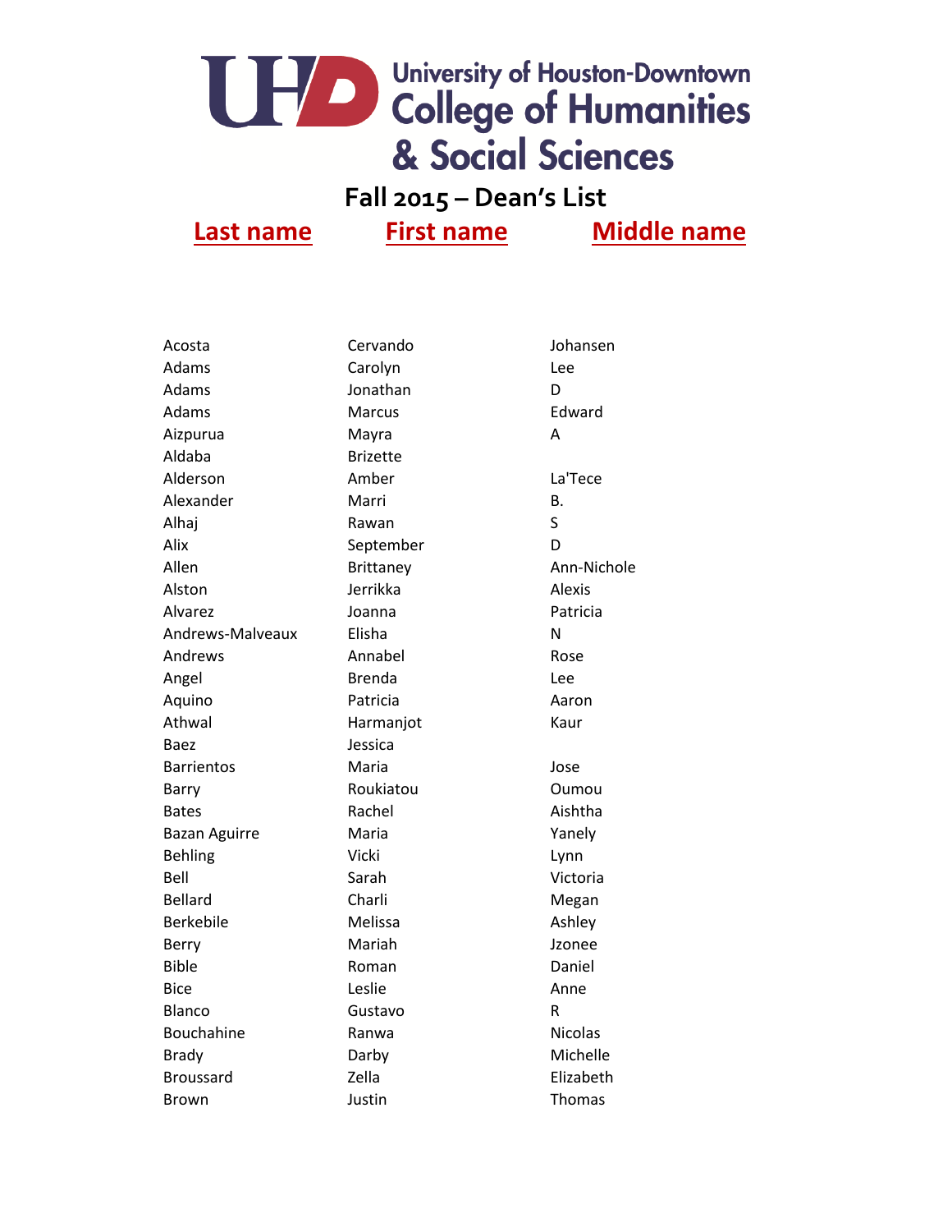# University of Houston-Downtown College of Humanities & Social Sciences

## Fall 2015 – Dean's List

| Last name | First name | Middle name |
|---|---|---|
| Acosta | Cervando | Johansen |
| Adams | Carolyn | Lee |
| Adams | Jonathan | D |
| Adams | Marcus | Edward |
| Aizpurua | Mayra | A |
| Aldaba | Brizette | |
| Alderson | Amber | La'Tece |
| Alexander | Marri | B. |
| Alhaj | Rawan | S |
| Alix | September | D |
| Allen | Brittaney | Ann-Nichole |
| Alston | Jerrikka | Alexis |
| Alvarez | Joanna | Patricia |
| Andrews-Malveaux | Elisha | N |
| Andrews | Annabel | Rose |
| Angel | Brenda | Lee |
| Aquino | Patricia | Aaron |
| Athwal | Harmanjot | Kaur |
| Baez | Jessica | |
| Barrientos | Maria | Jose |
| Barry | Roukiatou | Oumou |
| Bates | Rachel | Aishtha |
| Bazan Aguirre | Maria | Yanely |
| Behling | Vicki | Lynn |
| Bell | Sarah | Victoria |
| Bellard | Charli | Megan |
| Berkebile | Melissa | Ashley |
| Berry | Mariah | Jzonee |
| Bible | Roman | Daniel |
| Bice | Leslie | Anne |
| Blanco | Gustavo | R |
| Bouchahine | Ranwa | Nicolas |
| Brady | Darby | Michelle |
| Broussard | Zella | Elizabeth |
| Brown | Justin | Thomas |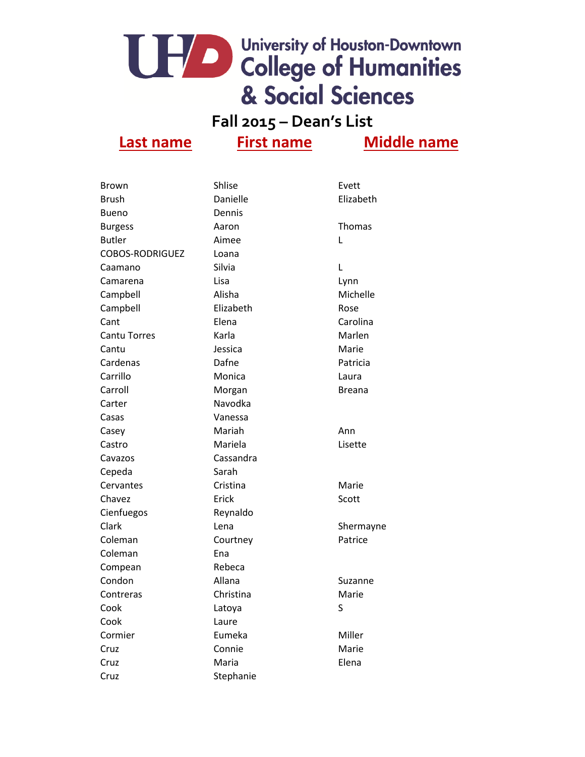# University of Houston-Downtown College of Humanities & Social Sciences

## Fall 2015 – Dean's List

| Last name | First name | Middle name |
|---|---|---|
| Brown | Shlise | Evett |
| Brush | Danielle | Elizabeth |
| Bueno | Dennis | |
| Burgess | Aaron | Thomas |
| Butler | Aimee | L |
| COBOS-RODRIGUEZ | Loana | |
| Caamano | Silvia | L |
| Camarena | Lisa | Lynn |
| Campbell | Alisha | Michelle |
| Campbell | Elizabeth | Rose |
| Cant | Elena | Carolina |
| Cantu Torres | Karla | Marlen |
| Cantu | Jessica | Marie |
| Cardenas | Dafne | Patricia |
| Carrillo | Monica | Laura |
| Carroll | Morgan | Breana |
| Carter | Navodka | |
| Casas | Vanessa | |
| Casey | Mariah | Ann |
| Castro | Mariela | Lisette |
| Cavazos | Cassandra | |
| Cepeda | Sarah | |
| Cervantes | Cristina | Marie |
| Chavez | Erick | Scott |
| Cienfuegos | Reynaldo | |
| Clark | Lena | Shermayne |
| Coleman | Courtney | Patrice |
| Coleman | Ena | |
| Compean | Rebeca | |
| Condon | Allana | Suzanne |
| Contreras | Christina | Marie |
| Cook | Latoya | S |
| Cook | Laure | |
| Cormier | Eumeka | Miller |
| Cruz | Connie | Marie |
| Cruz | Maria | Elena |
| Cruz | Stephanie | |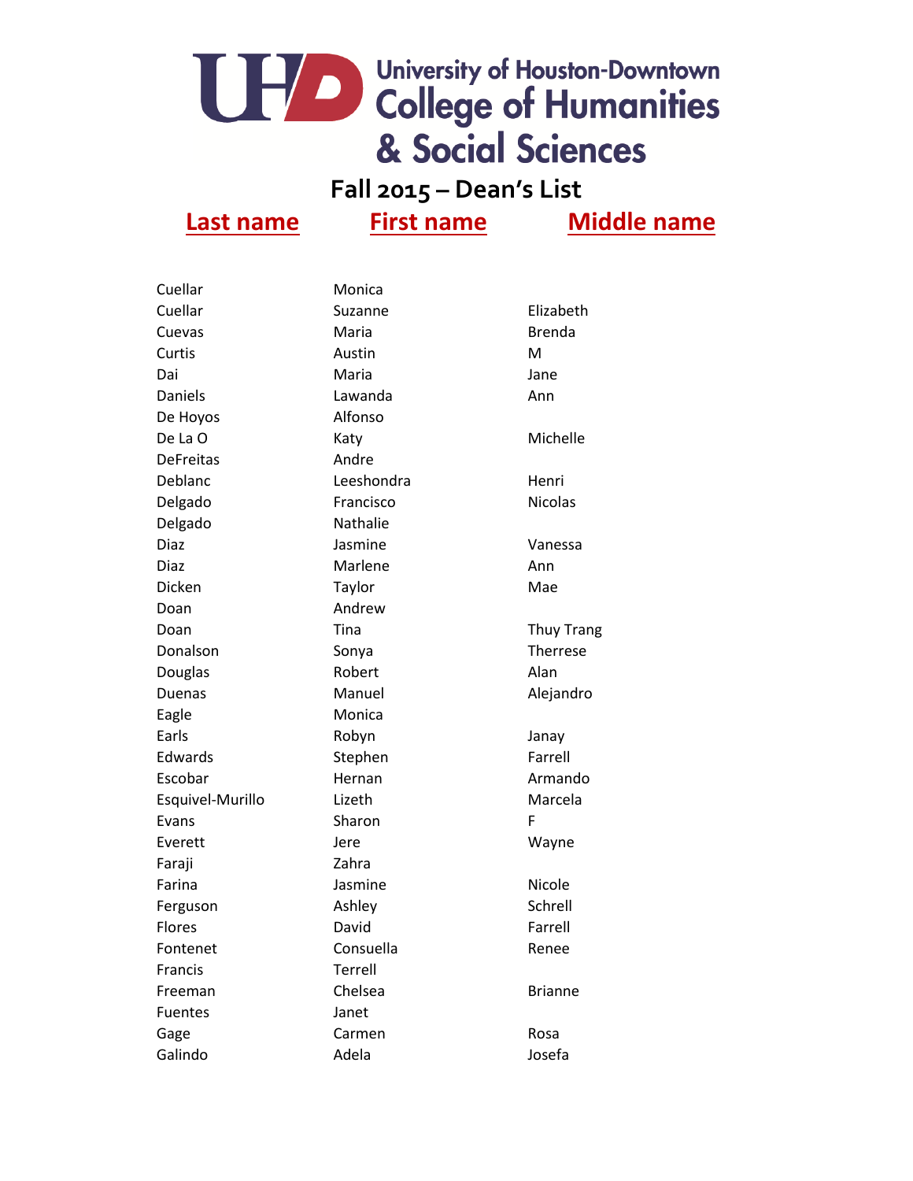# University of Houston-Downtown College of Humanities & Social Sciences

## Fall 2015 – Dean's List

| Last name | First name | Middle name |
|---|---|---|
| Cuellar | Monica | |
| Cuellar | Suzanne | Elizabeth |
| Cuevas | Maria | Brenda |
| Curtis | Austin | M |
| Dai | Maria | Jane |
| Daniels | Lawanda | Ann |
| De Hoyos | Alfonso | |
| De La O | Katy | Michelle |
| DeFreitas | Andre | |
| Deblanc | Leeshondra | Henri |
| Delgado | Francisco | Nicolas |
| Delgado | Nathalie | |
| Diaz | Jasmine | Vanessa |
| Diaz | Marlene | Ann |
| Dicken | Taylor | Mae |
| Doan | Andrew | |
| Doan | Tina | Thuy Trang |
| Donalson | Sonya | Therrese |
| Douglas | Robert | Alan |
| Duenas | Manuel | Alejandro |
| Eagle | Monica | |
| Earls | Robyn | Janay |
| Edwards | Stephen | Farrell |
| Escobar | Hernan | Armando |
| Esquivel-Murillo | Lizeth | Marcela |
| Evans | Sharon | F |
| Everett | Jere | Wayne |
| Faraji | Zahra | |
| Farina | Jasmine | Nicole |
| Ferguson | Ashley | Schrell |
| Flores | David | Farrell |
| Fontenet | Consuella | Renee |
| Francis | Terrell | |
| Freeman | Chelsea | Brianne |
| Fuentes | Janet | |
| Gage | Carmen | Rosa |
| Galindo | Adela | Josefa |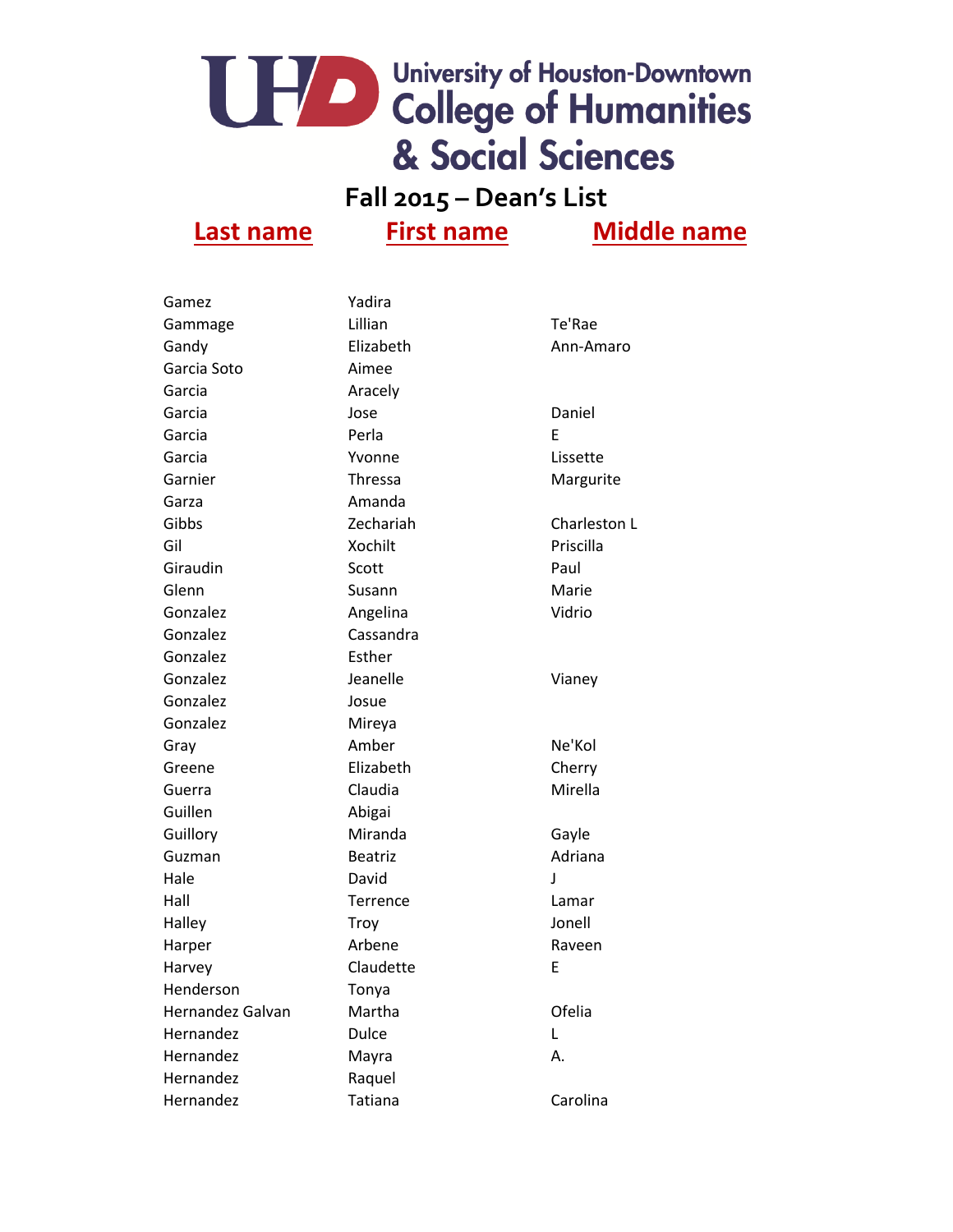# University of Houston-Downtown College of Humanities & Social Sciences

## Fall 2015 – Dean's List

| Last name | First name | Middle name |
|---|---|---|
| Gamez | Yadira | |
| Gammage | Lillian | Te'Rae |
| Gandy | Elizabeth | Ann-Amaro |
| Garcia Soto | Aimee | |
| Garcia | Aracely | |
| Garcia | Jose | Daniel |
| Garcia | Perla | E |
| Garcia | Yvonne | Lissette |
| Garnier | Thressa | Margurite |
| Garza | Amanda | |
| Gibbs | Zechariah | Charleston L |
| Gil | Xochilt | Priscilla |
| Giraudin | Scott | Paul |
| Glenn | Susann | Marie |
| Gonzalez | Angelina | Vidrio |
| Gonzalez | Cassandra | |
| Gonzalez | Esther | |
| Gonzalez | Jeanelle | Vianey |
| Gonzalez | Josue | |
| Gonzalez | Mireya | |
| Gray | Amber | Ne'Kol |
| Greene | Elizabeth | Cherry |
| Guerra | Claudia | Mirella |
| Guillen | Abigai | |
| Guillory | Miranda | Gayle |
| Guzman | Beatriz | Adriana |
| Hale | David | J |
| Hall | Terrence | Lamar |
| Halley | Troy | Jonell |
| Harper | Arbene | Raveen |
| Harvey | Claudette | E |
| Henderson | Tonya | |
| Hernandez Galvan | Martha | Ofelia |
| Hernandez | Dulce | L |
| Hernandez | Mayra | A. |
| Hernandez | Raquel | |
| Hernandez | Tatiana | Carolina |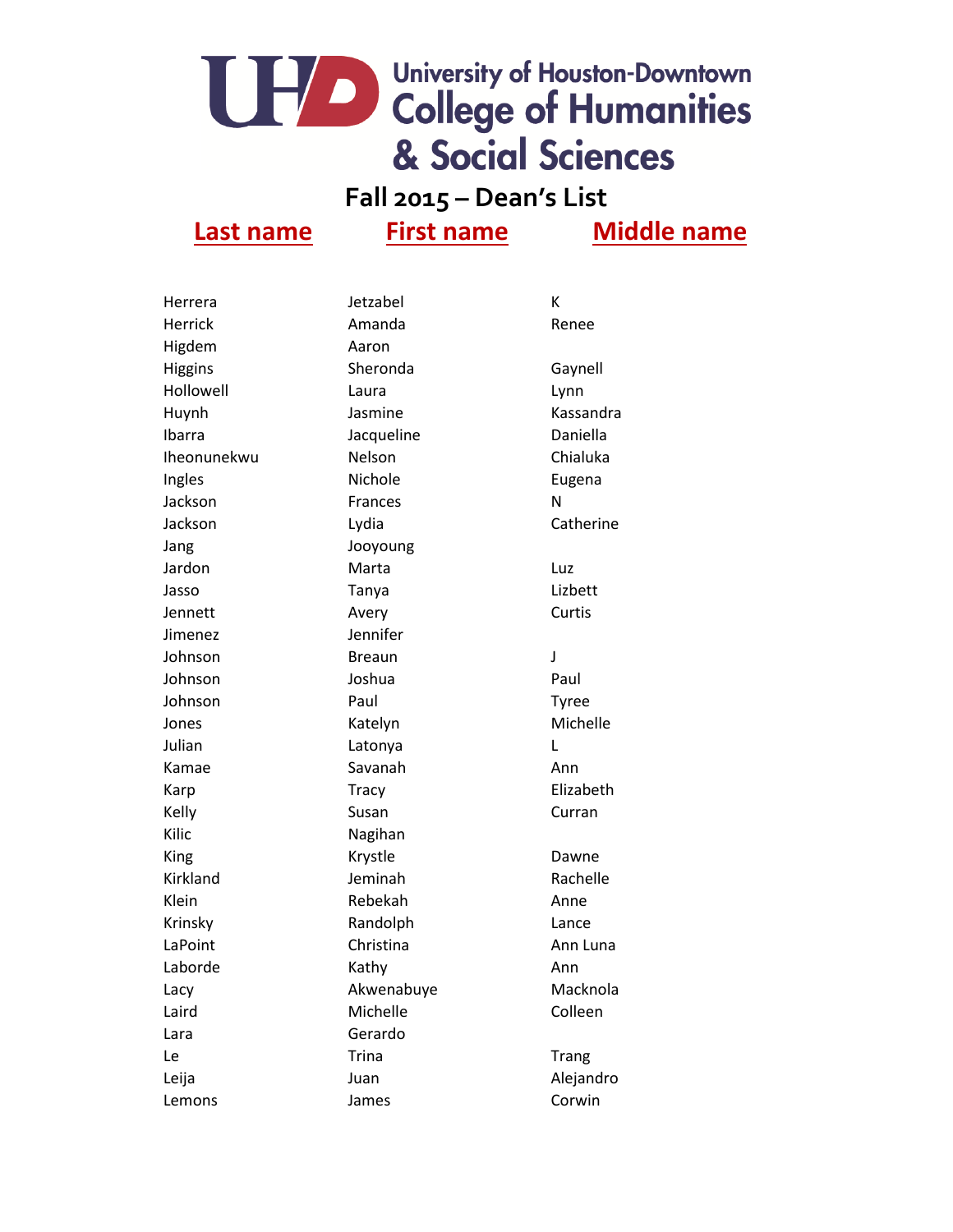# University of Houston-Downtown College of Humanities & Social Sciences

## Fall 2015 – Dean's List

| Last name | First name | Middle name |
| --- | --- | --- |
| Herrera | Jetzabel | K |
| Herrick | Amanda | Renee |
| Higdem | Aaron | |
| Higgins | Sheronda | Gaynell |
| Hollowell | Laura | Lynn |
| Huynh | Jasmine | Kassandra |
| Ibarra | Jacqueline | Daniella |
| Iheonunekwu | Nelson | Chialuka |
| Ingles | Nichole | Eugena |
| Jackson | Frances | N |
| Jackson | Lydia | Catherine |
| Jang | Jooyoung | |
| Jardon | Marta | Luz |
| Jasso | Tanya | Lizbett |
| Jennett | Avery | Curtis |
| Jimenez | Jennifer | |
| Johnson | Breaun | J |
| Johnson | Joshua | Paul |
| Johnson | Paul | Tyree |
| Jones | Katelyn | Michelle |
| Julian | Latonya | L |
| Kamae | Savanah | Ann |
| Karp | Tracy | Elizabeth |
| Kelly | Susan | Curran |
| Kilic | Nagihan | |
| King | Krystle | Dawne |
| Kirkland | Jeminah | Rachelle |
| Klein | Rebekah | Anne |
| Krinsky | Randolph | Lance |
| LaPoint | Christina | Ann Luna |
| Laborde | Kathy | Ann |
| Lacy | Akwenabuye | Macknola |
| Laird | Michelle | Colleen |
| Lara | Gerardo | |
| Le | Trina | Trang |
| Leija | Juan | Alejandro |
| Lemons | James | Corwin |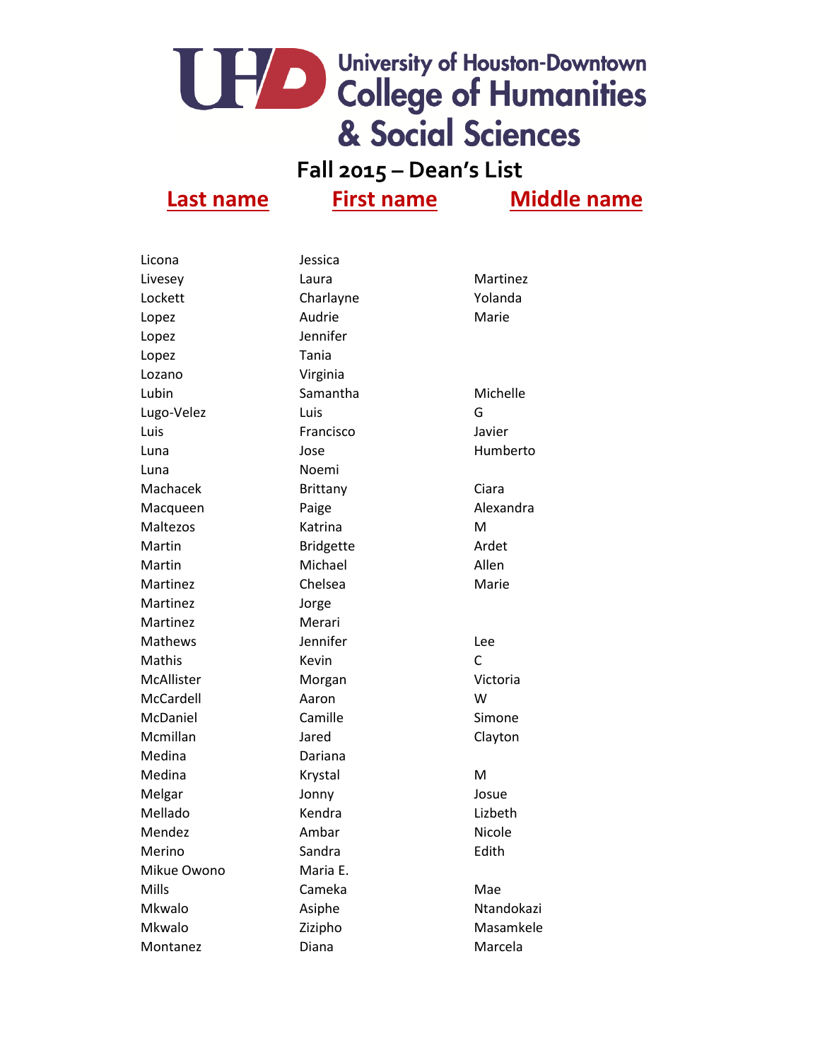University of Houston-Downtown
College of Humanities & Social Sciences

## Fall 2015 – Dean's List

| Last name | First name | Middle name |
|---|---|---|
| Licona | Jessica | |
| Livesey | Laura | Martinez |
| Lockett | Charlayne | Yolanda |
| Lopez | Audrie | Marie |
| Lopez | Jennifer | |
| Lopez | Tania | |
| Lozano | Virginia | |
| Lubin | Samantha | Michelle |
| Lugo-Velez | Luis | G |
| Luis | Francisco | Javier |
| Luna | Jose | Humberto |
| Luna | Noemi | |
| Machacek | Brittany | Ciara |
| Macqueen | Paige | Alexandra |
| Maltezos | Katrina | M |
| Martin | Bridgette | Ardet |
| Martin | Michael | Allen |
| Martinez | Chelsea | Marie |
| Martinez | Jorge | |
| Martinez | Merari | |
| Mathews | Jennifer | Lee |
| Mathis | Kevin | C |
| McAllister | Morgan | Victoria |
| McCardell | Aaron | W |
| McDaniel | Camille | Simone |
| Mcmillan | Jared | Clayton |
| Medina | Dariana | |
| Medina | Krystal | M |
| Melgar | Jonny | Josue |
| Mellado | Kendra | Lizbeth |
| Mendez | Ambar | Nicole |
| Merino | Sandra | Edith |
| Mikue Owono | Maria E. | |
| Mills | Cameka | Mae |
| Mkwalo | Asiphe | Ntandokazi |
| Mkwalo | Zizipho | Masamkele |
| Montanez | Diana | Marcela |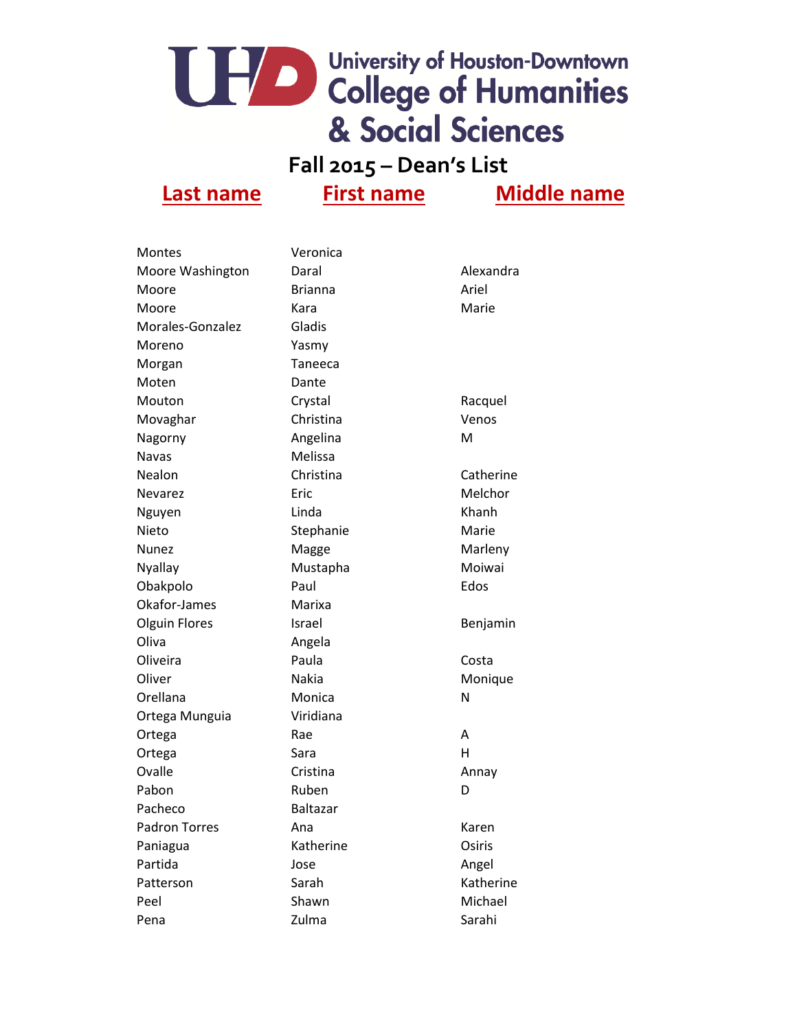# University of Houston-Downtown College of Humanities & Social Sciences

## Fall 2015 – Dean's List

| Last name | First name | Middle name |
|---|---|---|
| Montes | Veronica | |
| Moore Washington | Daral | Alexandra |
| Moore | Brianna | Ariel |
| Moore | Kara | Marie |
| Morales-Gonzalez | Gladis | |
| Moreno | Yasmy | |
| Morgan | Taneeca | |
| Moten | Dante | |
| Mouton | Crystal | Racquel |
| Movaghar | Christina | Venos |
| Nagorny | Angelina | M |
| Navas | Melissa | |
| Nealon | Christina | Catherine |
| Nevarez | Eric | Melchor |
| Nguyen | Linda | Khanh |
| Nieto | Stephanie | Marie |
| Nunez | Magge | Marleny |
| Nyallay | Mustapha | Moiwai |
| Obakpolo | Paul | Edos |
| Okafor-James | Marixa | |
| Olguin Flores | Israel | Benjamin |
| Oliva | Angela | |
| Oliveira | Paula | Costa |
| Oliver | Nakia | Monique |
| Orellana | Monica | N |
| Ortega Munguia | Viridiana | |
| Ortega | Rae | A |
| Ortega | Sara | H |
| Ovalle | Cristina | Annay |
| Pabon | Ruben | D |
| Pacheco | Baltazar | |
| Padron Torres | Ana | Karen |
| Paniagua | Katherine | Osiris |
| Partida | Jose | Angel |
| Patterson | Sarah | Katherine |
| Peel | Shawn | Michael |
| Pena | Zulma | Sarahi |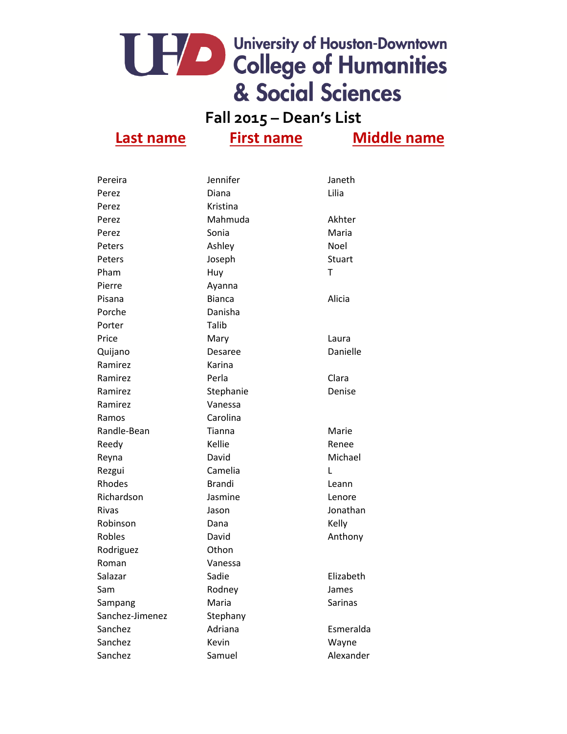# University of Houston-Downtown College of Humanities & Social Sciences

## Fall 2015 – Dean's List

| Last name | First name | Middle name |
|---|---|---|
| Pereira | Jennifer | Janeth |
| Perez | Diana | Lilia |
| Perez | Kristina | |
| Perez | Mahmuda | Akhter |
| Perez | Sonia | Maria |
| Peters | Ashley | Noel |
| Peters | Joseph | Stuart |
| Pham | Huy | T |
| Pierre | Ayanna | |
| Pisana | Bianca | Alicia |
| Porche | Danisha | |
| Porter | Talib | |
| Price | Mary | Laura |
| Quijano | Desaree | Danielle |
| Ramirez | Karina | |
| Ramirez | Perla | Clara |
| Ramirez | Stephanie | Denise |
| Ramirez | Vanessa | |
| Ramos | Carolina | |
| Randle-Bean | Tianna | Marie |
| Reedy | Kellie | Renee |
| Reyna | David | Michael |
| Rezgui | Camelia | L |
| Rhodes | Brandi | Leann |
| Richardson | Jasmine | Lenore |
| Rivas | Jason | Jonathan |
| Robinson | Dana | Kelly |
| Robles | David | Anthony |
| Rodriguez | Othon | |
| Roman | Vanessa | |
| Salazar | Sadie | Elizabeth |
| Sam | Rodney | James |
| Sampang | Maria | Sarinas |
| Sanchez-Jimenez | Stephany | |
| Sanchez | Adriana | Esmeralda |
| Sanchez | Kevin | Wayne |
| Sanchez | Samuel | Alexander |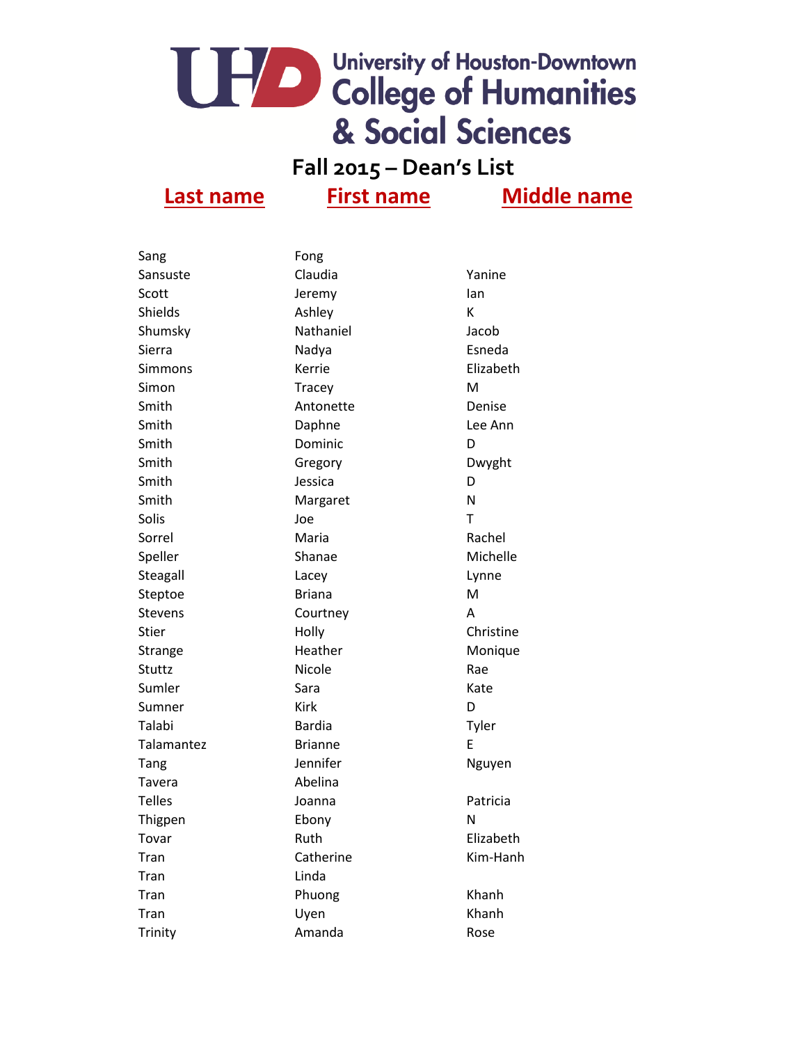# University of Houston-Downtown College of Humanities & Social Sciences

## Fall 2015 – Dean's List

| Last name | First name | Middle name |
|---|---|---|
| Sang | Fong | |
| Sansuste | Claudia | Yanine |
| Scott | Jeremy | Ian |
| Shields | Ashley | K |
| Shumsky | Nathaniel | Jacob |
| Sierra | Nadya | Esneda |
| Simmons | Kerrie | Elizabeth |
| Simon | Tracey | M |
| Smith | Antonette | Denise |
| Smith | Daphne | Lee Ann |
| Smith | Dominic | D |
| Smith | Gregory | Dwyght |
| Smith | Jessica | D |
| Smith | Margaret | N |
| Solis | Joe | T |
| Sorrel | Maria | Rachel |
| Speller | Shanae | Michelle |
| Steagall | Lacey | Lynne |
| Steptoe | Briana | M |
| Stevens | Courtney | A |
| Stier | Holly | Christine |
| Strange | Heather | Monique |
| Stuttz | Nicole | Rae |
| Sumler | Sara | Kate |
| Sumner | Kirk | D |
| Talabi | Bardia | Tyler |
| Talamantez | Brianne | E |
| Tang | Jennifer | Nguyen |
| Tavera | Abelina | |
| Telles | Joanna | Patricia |
| Thigpen | Ebony | N |
| Tovar | Ruth | Elizabeth |
| Tran | Catherine | Kim-Hanh |
| Tran | Linda | |
| Tran | Phuong | Khanh |
| Tran | Uyen | Khanh |
| Trinity | Amanda | Rose |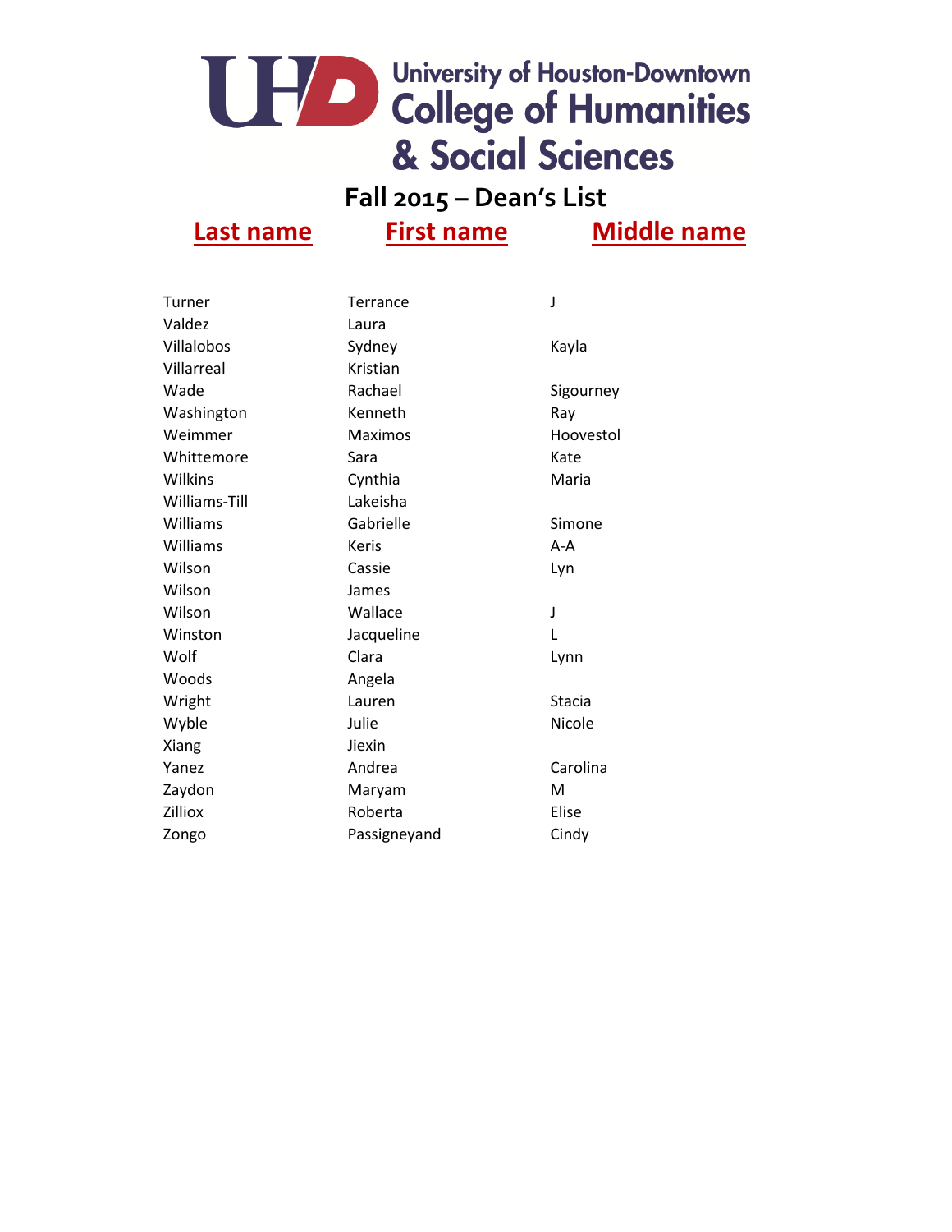# University of Houston-Downtown College of Humanities & Social Sciences

## Fall 2015 – Dean's List

| Last name | First name | Middle name |
|---|---|---|
| Turner | Terrance | J |
| Valdez | Laura | |
| Villalobos | Sydney | Kayla |
| Villarreal | Kristian | |
| Wade | Rachael | Sigourney |
| Washington | Kenneth | Ray |
| Weimmer | Maximos | Hoovestol |
| Whittemore | Sara | Kate |
| Wilkins | Cynthia | Maria |
| Williams-Till | Lakeisha | |
| Williams | Gabrielle | Simone |
| Williams | Keris | A-A |
| Wilson | Cassie | Lyn |
| Wilson | James | |
| Wilson | Wallace | J |
| Winston | Jacqueline | L |
| Wolf | Clara | Lynn |
| Woods | Angela | |
| Wright | Lauren | Stacia |
| Wyble | Julie | Nicole |
| Xiang | Jiexin | |
| Yanez | Andrea | Carolina |
| Zaydon | Maryam | M |
| Zilliox | Roberta | Elise |
| Zongo | Passigneyand | Cindy |